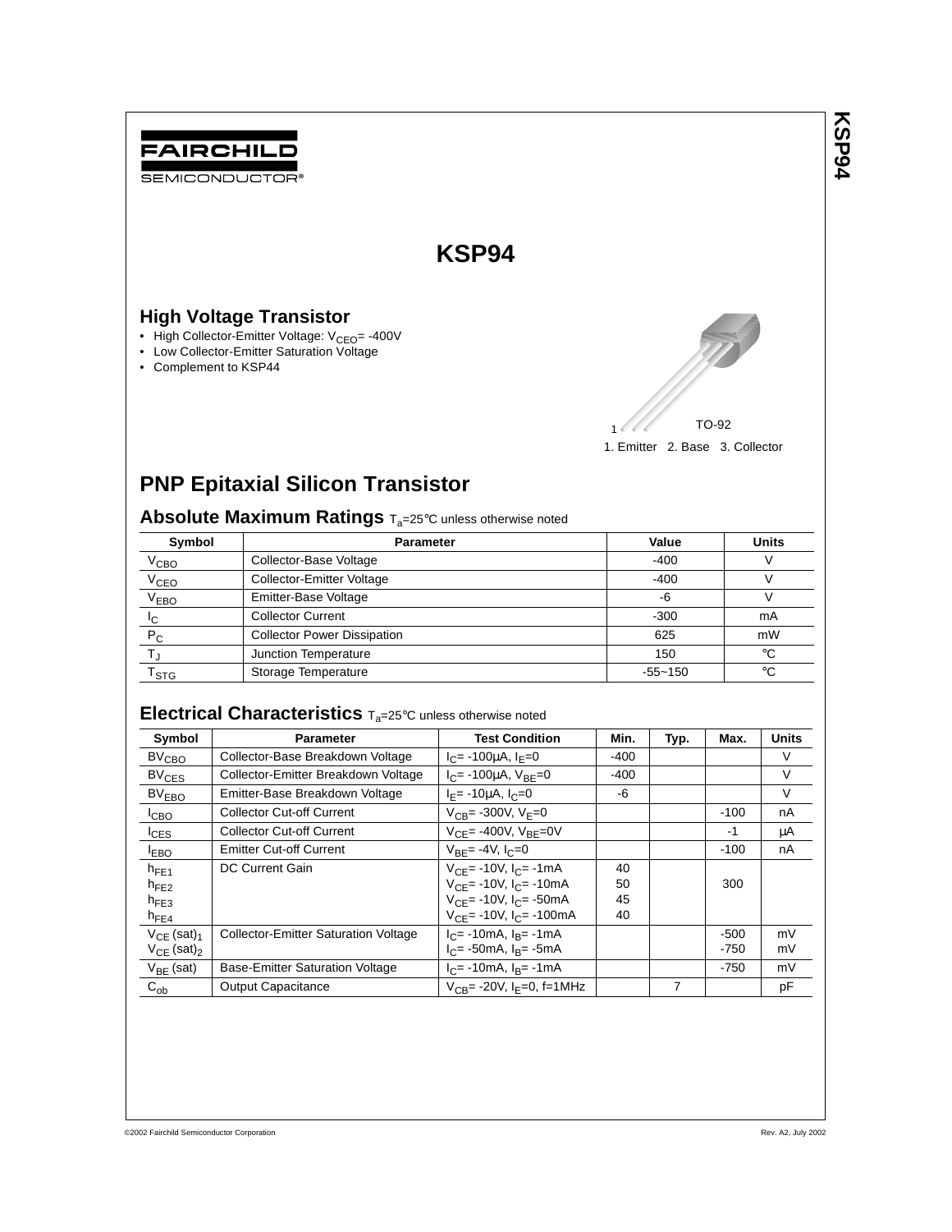# KSP94

## High Voltage Transistor

- High Collector-Emitter Voltage: $V_{CEO}$= -400V
- Low Collector-Emitter Saturation Voltage
- Complement to KSP44

TO-92

1. Emitter 2. Base 3. Collector

## PNP Epitaxial Silicon Transistor

### Absolute Maximum Ratings $T_a$=25°C unless otherwise noted

| Symbol | Parameter | Value | Units |
|---|---|---|---|
| $V_{CBO}$ | Collector-Base Voltage | -400 | V |
| $V_{CEO}$ | Collector-Emitter Voltage | -400 | V |
| $V_{EBO}$ | Emitter-Base Voltage | -6 | V |
| $I_C$ | Collector Current | -300 | mA |
| $P_C$ | Collector Power Dissipation | 625 | mW |
| $T_J$ | Junction Temperature | 150 | °C |
| $T_{STG}$ | Storage Temperature | -55~150 | °C |

### Electrical Characteristics $T_a$=25°C unless otherwise noted

| Symbol | Parameter | Test Condition | Min. | Typ. | Max. | Units |
|---|---|---|---|---|---|---|
| $BV_{CBO}$ | Collector-Base Breakdown Voltage | $I_C$= -100μA, $I_E$=0 | -400 | | | V |
| $BV_{CES}$ | Collector-Emitter Breakdown Voltage | $I_C$= -100μA, $V_{BE}$=0 | -400 | | | V |
| $BV_{EBO}$ | Emitter-Base Breakdown Voltage | $I_E$= -10μA, $I_C$=0 | -6 | | | V |
| $I_{CBO}$ | Collector Cut-off Current | $V_{CB}$= -300V, $V_E$=0 | | | -100 | nA |
| $I_{CES}$ | Collector Cut-off Current | $V_{CE}$= -400V, $V_{BE}$=0V | | | -1 | μA |
| $I_{EBO}$ | Emitter Cut-off Current | $V_{BE}$= -4V, $I_C$=0 | | | -100 | nA |
| $h_{FE1}$<br>$h_{FE2}$<br>$h_{FE3}$<br>$h_{FE4}$ | DC Current Gain | $V_{CE}$= -10V, $I_C$= -1mA<br>$V_{CE}$= -10V, $I_C$= -10mA<br>$V_{CE}$= -10V, $I_C$= -50mA<br>$V_{CE}$= -10V, $I_C$= -100mA | 40<br>50<br>45<br>40 | | 300 | |
| $V_{CE}$ (sat)$_1$<br>$V_{CE}$ (sat)$_2$ | Collector-Emitter Saturation Voltage | $I_C$= -10mA, $I_B$= -1mA<br>$I_C$= -50mA, $I_B$= -5mA | | | -500<br>-750 | mV<br>mV |
| $V_{BE}$ (sat) | Base-Emitter Saturation Voltage | $I_C$= -10mA, $I_B$= -1mA | | | -750 | mV |
| $C_{ob}$ | Output Capacitance | $V_{CB}$= -20V, $I_E$=0, f=1MHz | | 7 | | pF |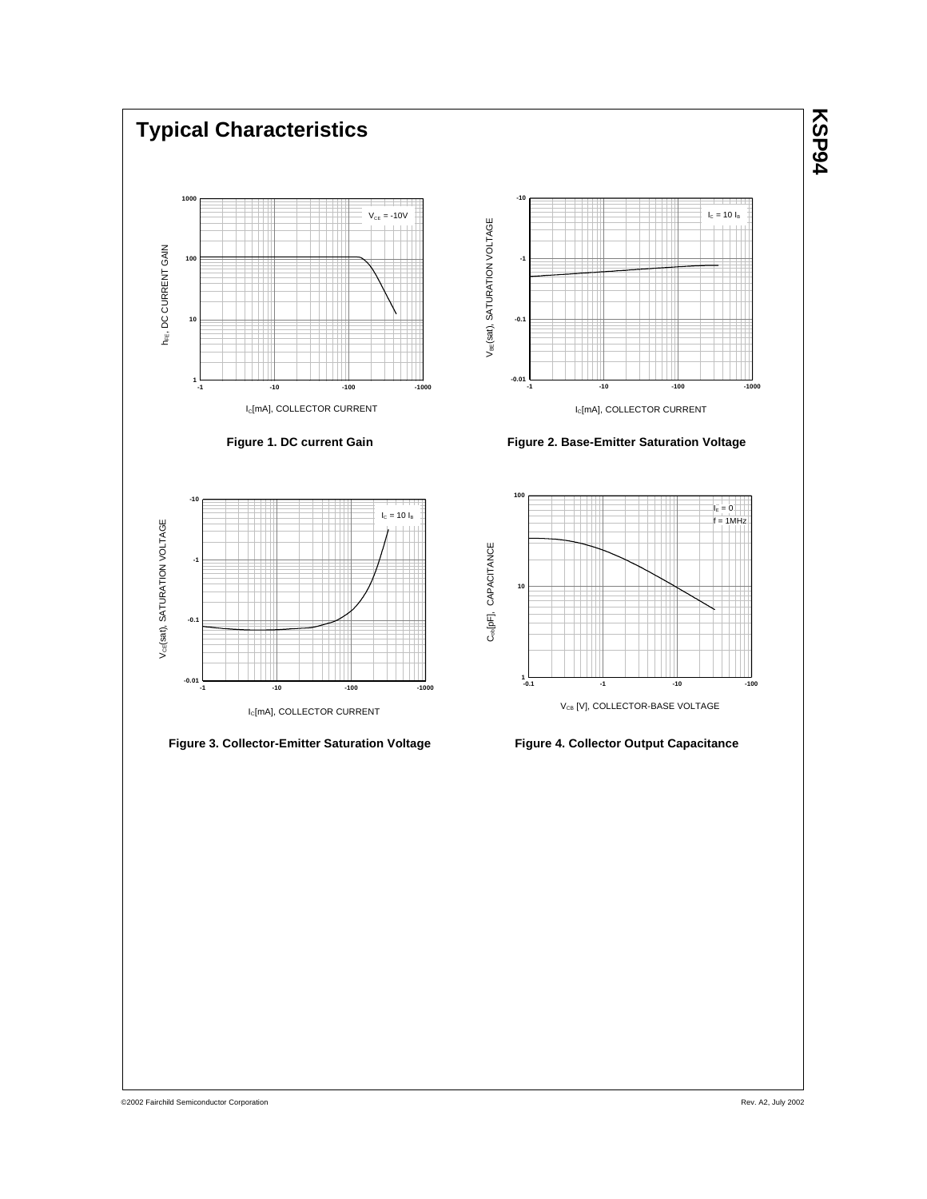# Typical Characteristics

Figure 1. DC current Gain

Figure 2. Base-Emitter Saturation Voltage

Figure 3. Collector-Emitter Saturation Voltage

Figure 4. Collector Output Capacitance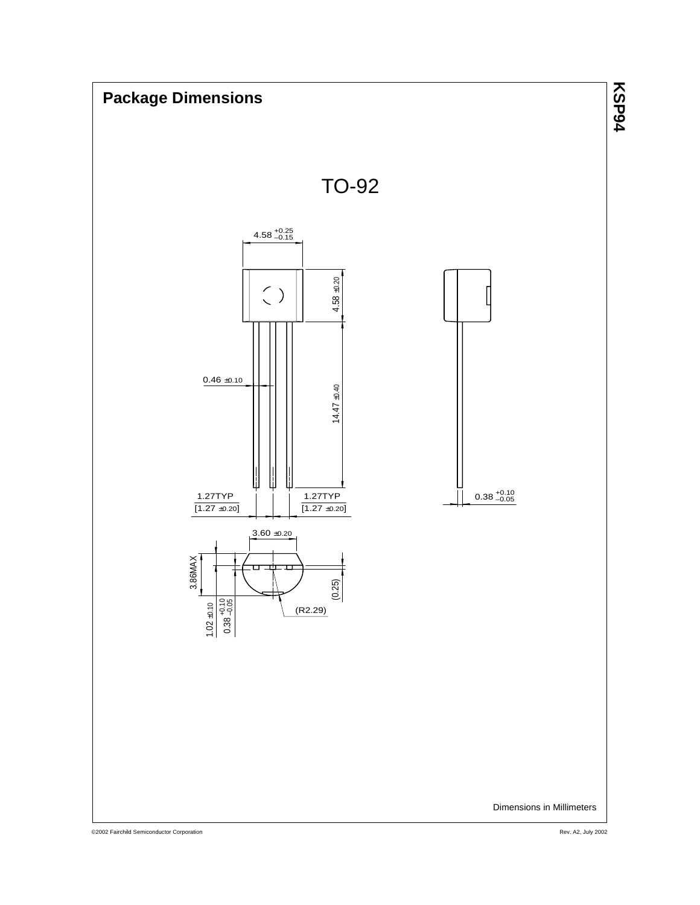## Package Dimensions

TO-92

4.58 $^{+0.25}_{-0.15}$

4.58 ±0.20

0.46 ±0.10

14.47 ±0.40

1.27TYP [1.27 ±0.20]

1.27TYP [1.27 ±0.20]

0.38 $^{+0.10}_{-0.05}$

3.60 ±0.20

3.86MAX

(0.25)

1.02 ±0.10

0.38 $^{+0.10}_{-0.05}$

(R2.29)

Dimensions in Millimeters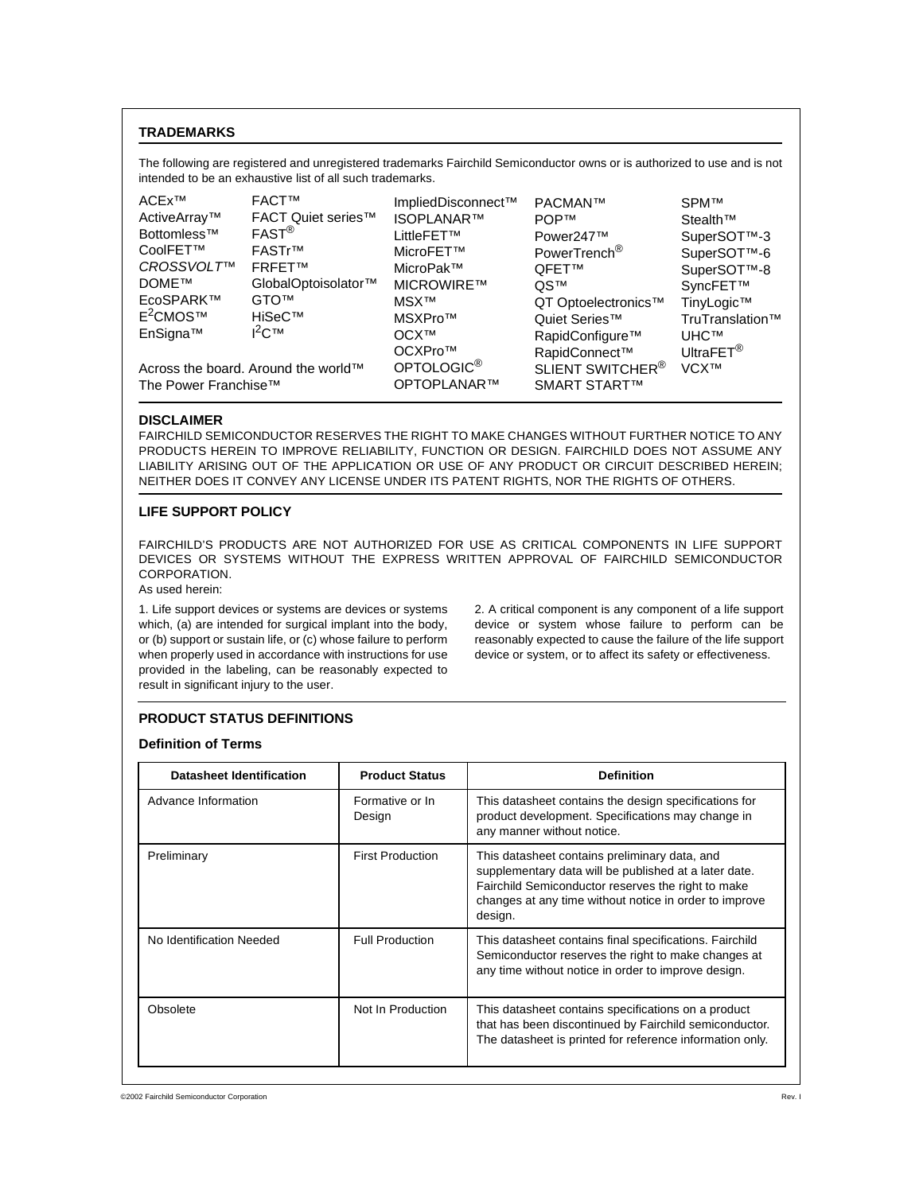## TRADEMARKS

The following are registered and unregistered trademarks Fairchild Semiconductor owns or is authorized to use and is not intended to be an exhaustive list of all such trademarks.

ACEx™
ActiveArray™
Bottomless™
CoolFET™
*CROSSVOLT*™
DOME™
EcoSPARK™
$E^2$CMOS™
EnSigna™
FACT™
FACT Quiet series™
FAST®
FASTr™
FRFET™
GlobalOptoisolator™
GTO™
HiSeC™
$I^2$C™
Across the board. Around the world™
The Power Franchise™
ImpliedDisconnect™
ISOPLANAR™
LittleFET™
MicroFET™
MicroPak™
MICROWIRE™
MSX™
MSXPro™
OCX™
OCXPro™
OPTOLOGIC®
OPTOPLANAR™
PACMAN™
POP™
Power247™
PowerTrench®
QFET™
QS™
QT Optoelectronics™
Quiet Series™
RapidConfigure™
RapidConnect™
SLIENT SWITCHER®
SMART START™
SPM™
Stealth™
SuperSOT™-3
SuperSOT™-6
SuperSOT™-8
SyncFET™
TinyLogic™
TruTranslation™
UHC™
UltraFET®
VCX™

## DISCLAIMER

FAIRCHILD SEMICONDUCTOR RESERVES THE RIGHT TO MAKE CHANGES WITHOUT FURTHER NOTICE TO ANY PRODUCTS HEREIN TO IMPROVE RELIABILITY, FUNCTION OR DESIGN. FAIRCHILD DOES NOT ASSUME ANY LIABILITY ARISING OUT OF THE APPLICATION OR USE OF ANY PRODUCT OR CIRCUIT DESCRIBED HEREIN; NEITHER DOES IT CONVEY ANY LICENSE UNDER ITS PATENT RIGHTS, NOR THE RIGHTS OF OTHERS.

## LIFE SUPPORT POLICY

FAIRCHILD'S PRODUCTS ARE NOT AUTHORIZED FOR USE AS CRITICAL COMPONENTS IN LIFE SUPPORT DEVICES OR SYSTEMS WITHOUT THE EXPRESS WRITTEN APPROVAL OF FAIRCHILD SEMICONDUCTOR CORPORATION.
As used herein:

1. Life support devices or systems are devices or systems which, (a) are intended for surgical implant into the body, or (b) support or sustain life, or (c) whose failure to perform when properly used in accordance with instructions for use provided in the labeling, can be reasonably expected to result in significant injury to the user.

2. A critical component is any component of a life support device or system whose failure to perform can be reasonably expected to cause the failure of the life support device or system, or to affect its safety or effectiveness.

## PRODUCT STATUS DEFINITIONS

### Definition of Terms

| Datasheet Identification | Product Status | Definition |
|---|---|---|
| Advance Information | Formative or In Design | This datasheet contains the design specifications for product development. Specifications may change in any manner without notice. |
| Preliminary | First Production | This datasheet contains preliminary data, and supplementary data will be published at a later date. Fairchild Semiconductor reserves the right to make changes at any time without notice in order to improve design. |
| No Identification Needed | Full Production | This datasheet contains final specifications. Fairchild Semiconductor reserves the right to make changes at any time without notice in order to improve design. |
| Obsolete | Not In Production | This datasheet contains specifications on a product that has been discontinued by Fairchild semiconductor. The datasheet is printed for reference information only. |

©2002 Fairchild Semiconductor Corporation Rev. I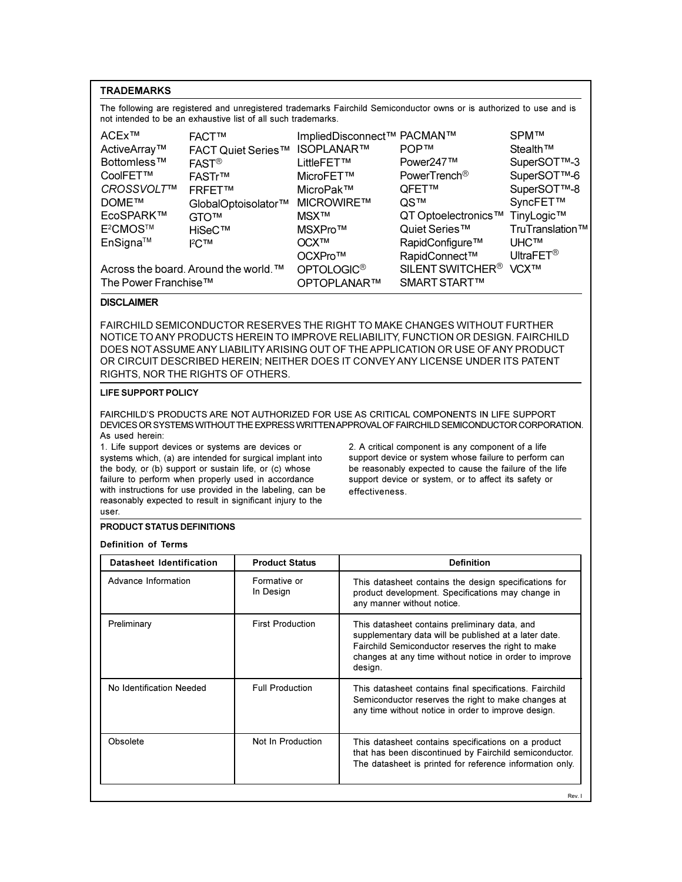## TRADEMARKS

The following are registered and unregistered trademarks Fairchild Semiconductor owns or is authorized to use and is not intended to be an exhaustive list of all such trademarks.

| | | | | |
|---|---|---|---|---|
| ACEx™ | FACT™ | ImpliedDisconnect™ | PACMAN™ | SPM™ |
| ActiveArray™ | FACT Quiet Series™ | ISOPLANAR™ | POP™ | Stealth™ |
| Bottomless™ | FAST® | LittleFET™ | Power247™ | SuperSOT™-3 |
| CoolFET™ | FASTr™ | MicroFET™ | PowerTrench® | SuperSOT™-6 |
| *CROSSVOLT*™ | FRFET™ | MicroPak™ | QFET™ | SuperSOT™-8 |
| DOME™ | GlobalOptoisolator™ | MICROWIRE™ | QS™ | SyncFET™ |
| EcoSPARK™ | GTO™ | MSX™ | QT Optoelectronics™ | TinyLogic™ |
| $E^2$CMOS™ | HiSeC™ | MSXPro™ | Quiet Series™ | TruTranslation™ |
| EnSigna™ | $I^2$C™ | OCX™ | RapidConfigure™ | UHC™ |
| | | OCXPro™ | RapidConnect™ | UltraFET® |
| Across the board. Around the world.™ | | OPTOLOGIC® | SILENT SWITCHER® | VCX™ |
| The Power Franchise™ | | OPTOPLANAR™ | SMART START™ | |

## DISCLAIMER

FAIRCHILD SEMICONDUCTOR RESERVES THE RIGHT TO MAKE CHANGES WITHOUT FURTHER NOTICE TO ANY PRODUCTS HEREIN TO IMPROVE RELIABILITY, FUNCTION OR DESIGN. FAIRCHILD DOES NOT ASSUME ANY LIABILITY ARISING OUT OF THE APPLICATION OR USE OF ANY PRODUCT OR CIRCUIT DESCRIBED HEREIN; NEITHER DOES IT CONVEY ANY LICENSE UNDER ITS PATENT RIGHTS, NOR THE RIGHTS OF OTHERS.

## LIFE SUPPORT POLICY

FAIRCHILD'S PRODUCTS ARE NOT AUTHORIZED FOR USE AS CRITICAL COMPONENTS IN LIFE SUPPORT DEVICES OR SYSTEMS WITHOUT THE EXPRESS WRITTEN APPROVAL OF FAIRCHILD SEMICONDUCTOR CORPORATION.
As used herein:

1. Life support devices or systems are devices or systems which, (a) are intended for surgical implant into the body, or (b) support or sustain life, or (c) whose failure to perform when properly used in accordance with instructions for use provided in the labeling, can be reasonably expected to result in significant injury to the user.

2. A critical component is any component of a life support device or system whose failure to perform can be reasonably expected to cause the failure of the life support device or system, or to affect its safety or effectiveness.

## PRODUCT STATUS DEFINITIONS

**Definition of Terms**

| Datasheet Identification | Product Status | Definition |
|---|---|---|
| Advance Information | Formative or In Design | This datasheet contains the design specifications for product development. Specifications may change in any manner without notice. |
| Preliminary | First Production | This datasheet contains preliminary data, and supplementary data will be published at a later date. Fairchild Semiconductor reserves the right to make changes at any time without notice in order to improve design. |
| No Identification Needed | Full Production | This datasheet contains final specifications. Fairchild Semiconductor reserves the right to make changes at any time without notice in order to improve design. |
| Obsolete | Not In Production | This datasheet contains specifications on a product that has been discontinued by Fairchild semiconductor. The datasheet is printed for reference information only. |

Rev. I